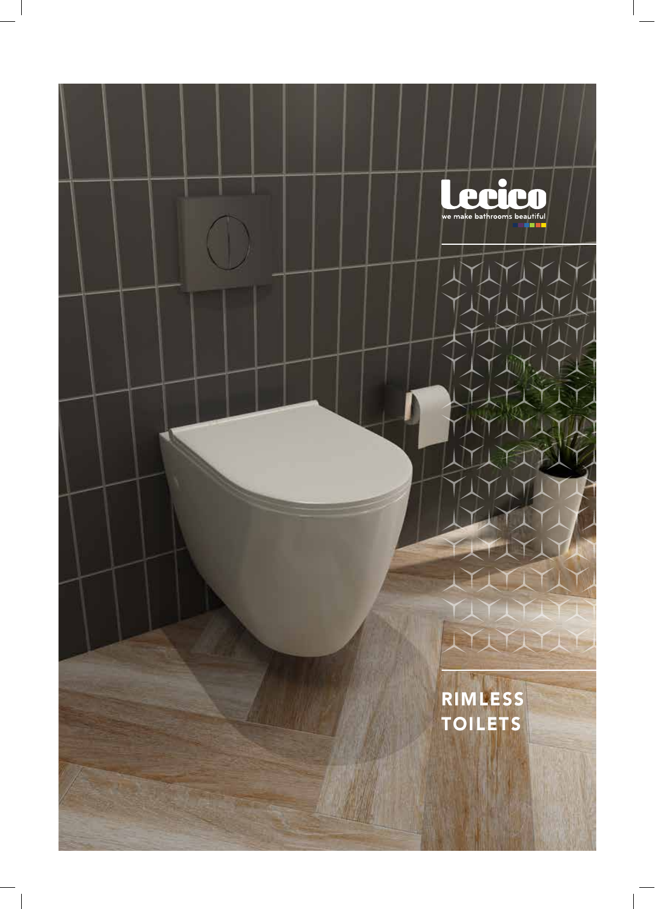Lecico

we make bathrooms beautiful

# RIMLESS TOILETS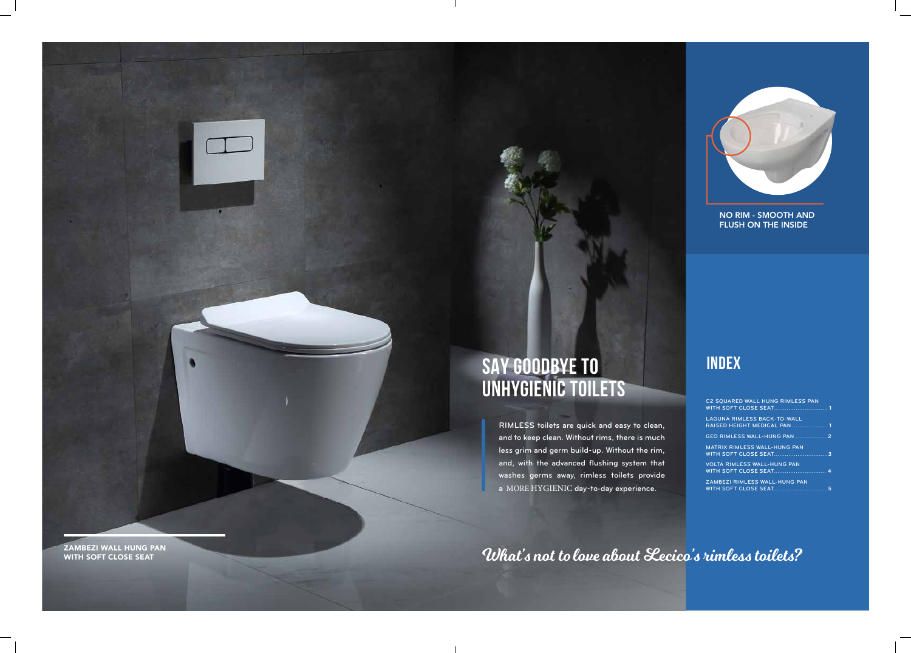# SAY GOODBYE TO UNHYGIENIC TOILETS

RIMLESS toilets are quick and easy to clean, and to keep clean. Without rims, there is much less grim and germ build-up. Without the rim, and, with the advanced flushing system that washes germs away, rimless toilets provide a MORE HYGIENIC day-to-day experience.

*What's not to love about Lecico's rimless toilets?*

**ZAMBEZI WALL HUNG PAN WITH SOFT CLOSE SEAT**

**NO RIM - SMOOTH AND FLUSH ON THE INSIDE**

## INDEX

- C2 SQUARED WALL HUNG RIMLESS PAN WITH SOFT CLOSE SEAT.............................. 1
- LAGUNA RIMLESS BACK-TO-WALL RAISED HEIGHT MEDICAL PAN ................... 1
- GEO RIMLESS WALL-HUNG PAN .................2
- MATRIX RIMLESS WALL-HUNG PAN WITH SOFT CLOSE SEAT..............................3
- VOLTA RIMLESS WALL-HUNG PAN WITH SOFT CLOSE SEAT............................. 4
- ZAMBEZI RIMLESS WALL-HUNG PAN WITH SOFT CLOSE SEAT.............................5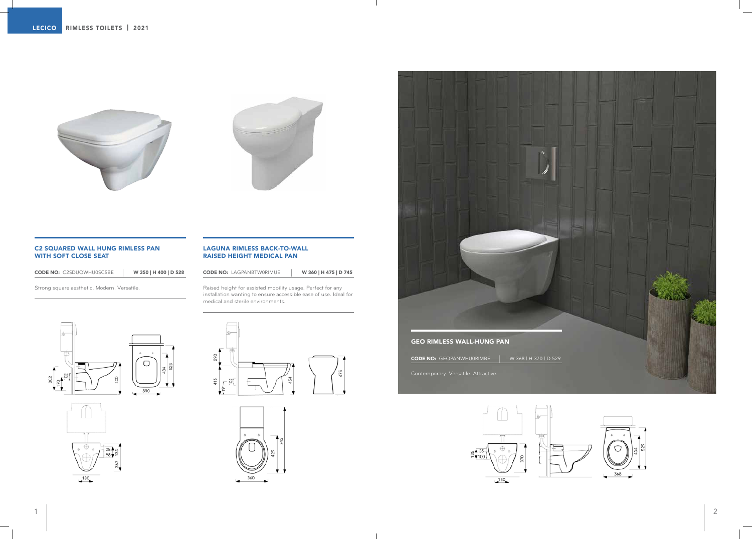## C2 SQUARED WALL HUNG RIMLESS PAN WITH SOFT CLOSE SEAT

**CODE NO:** C2SDUOWHU0SCSBE | **W 350 | H 400 | D 528**

Strong square aesthetic. Modern. Versatile.

## LAGUNA RIMLESS BACK-TO-WALL RAISED HEIGHT MEDICAL PAN

**CODE NO:** LAGPANBTW0RIMUE | **W 360 | H 475 | D 745**

Raised height for assisted mobility usage. Perfect for any installation wanting to ensure accessible ease of use. Ideal for medical and sterile environments.

## GEO RIMLESS WALL-HUNG PAN

**CODE NO:** GEOPANWHU0RIMBE | W 368 I H 370 I D 529

Contemporary. Versatile. Attractive.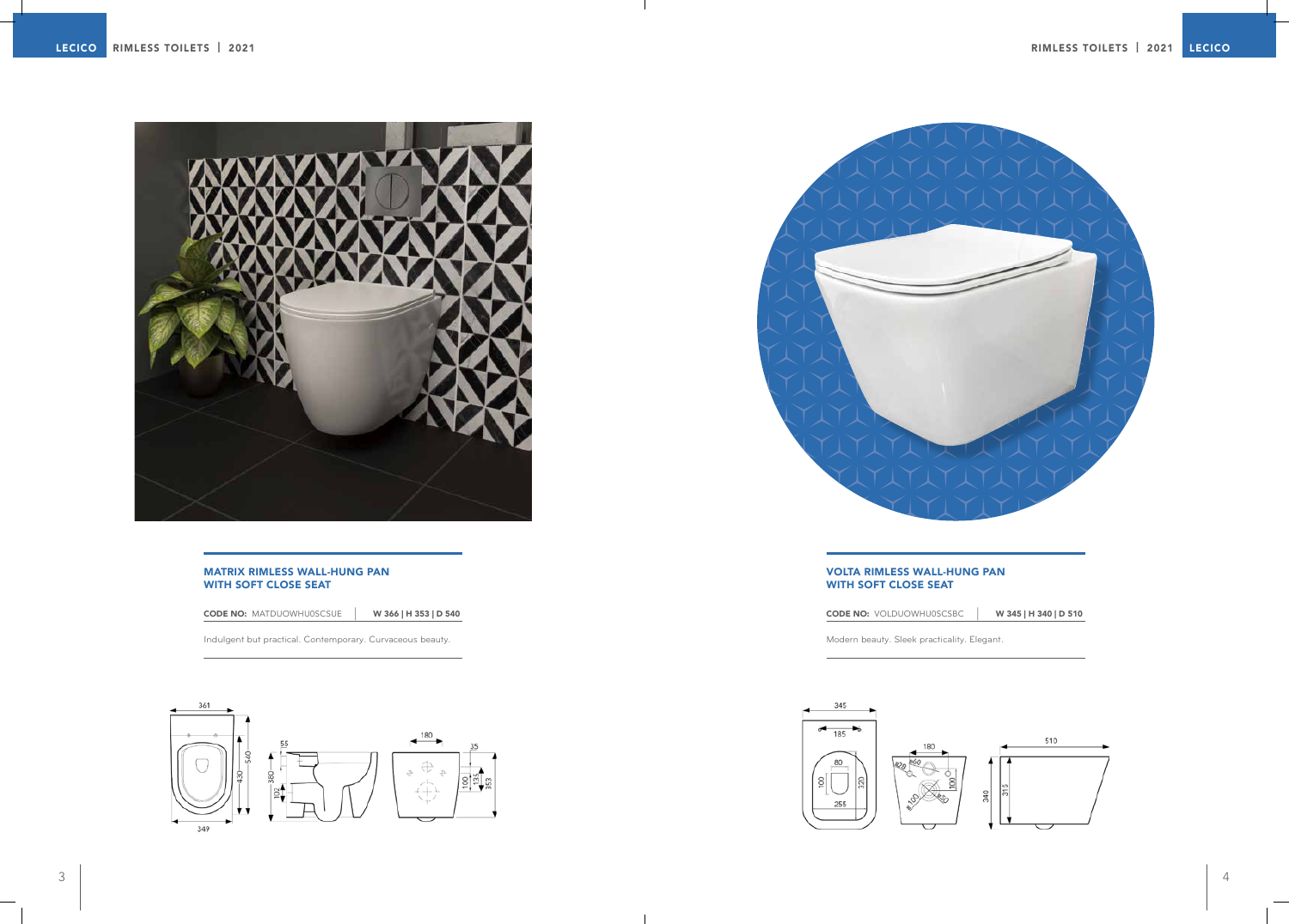## MATRIX RIMLESS WALL-HUNG PAN WITH SOFT CLOSE SEAT

**CODE NO:** MATDUOWHU0SCSUE | **W 366 | H 353 | D 540**

Indulgent but practical. Contemporary. Curvaceous beauty.

## VOLTA RIMLESS WALL-HUNG PAN WITH SOFT CLOSE SEAT

**CODE NO:** VOLDUOWHU0SCSBC | **W 345 | H 340 | D 510**

Modern beauty. Sleek practicality. Elegant.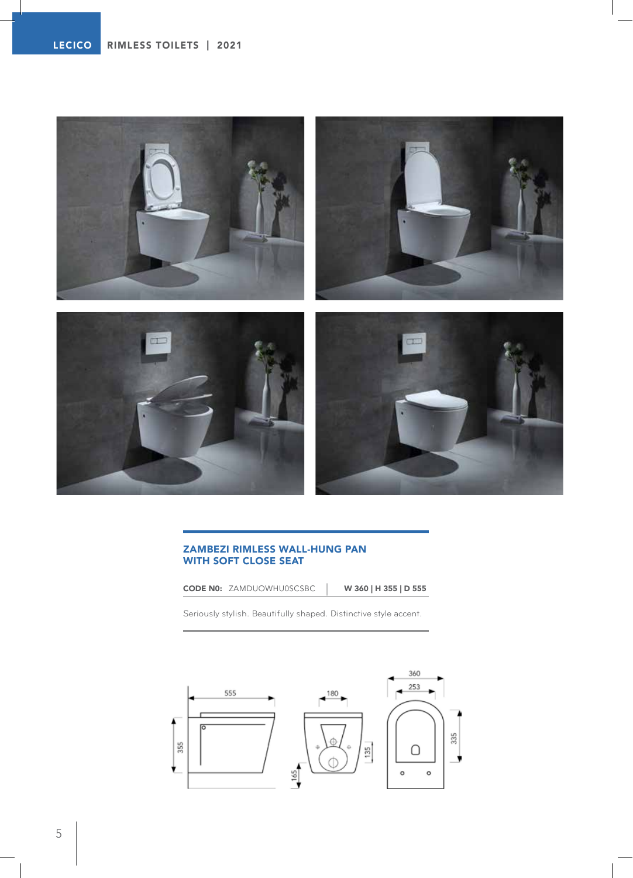## ZAMBEZI RIMLESS WALL-HUNG PAN WITH SOFT CLOSE SEAT

**CODE N0:** ZAMDUOWHU0SCSBC | **W 360 | H 355 | D 555**

Seriously stylish. Beautifully shaped. Distinctive style accent.

555
355
180
135
165
360
253
335